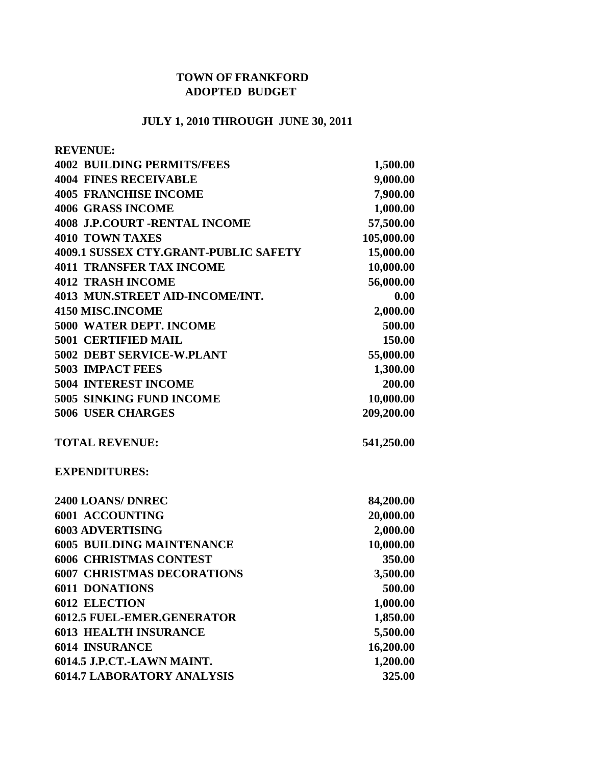**TOWN OF FRANKFORD**
**ADOPTED BUDGET**

**JULY 1, 2010 THROUGH JUNE 30, 2011**

**REVENUE:**

| | |
|---|---|
| 4002 BUILDING PERMITS/FEES | 1,500.00 |
| 4004 FINES RECEIVABLE | 9,000.00 |
| 4005 FRANCHISE INCOME | 7,900.00 |
| 4006 GRASS INCOME | 1,000.00 |
| 4008 J.P.COURT -RENTAL INCOME | 57,500.00 |
| 4010 TOWN TAXES | 105,000.00 |
| 4009.1 SUSSEX CTY.GRANT-PUBLIC SAFETY | 15,000.00 |
| 4011 TRANSFER TAX INCOME | 10,000.00 |
| 4012 TRASH INCOME | 56,000.00 |
| 4013 MUN.STREET AID-INCOME/INT. | 0.00 |
| 4150 MISC.INCOME | 2,000.00 |
| 5000 WATER DEPT. INCOME | 500.00 |
| 5001 CERTIFIED MAIL | 150.00 |
| 5002 DEBT SERVICE-W.PLANT | 55,000.00 |
| 5003 IMPACT FEES | 1,300.00 |
| 5004 INTEREST INCOME | 200.00 |
| 5005 SINKING FUND INCOME | 10,000.00 |
| 5006 USER CHARGES | 209,200.00 |
| | |
| **TOTAL REVENUE:** | **541,250.00** |

**EXPENDITURES:**

| | |
|---|---|
| 2400 LOANS/ DNREC | 84,200.00 |
| 6001 ACCOUNTING | 20,000.00 |
| 6003 ADVERTISING | 2,000.00 |
| 6005 BUILDING MAINTENANCE | 10,000.00 |
| 6006 CHRISTMAS CONTEST | 350.00 |
| 6007 CHRISTMAS DECORATIONS | 3,500.00 |
| 6011 DONATIONS | 500.00 |
| 6012 ELECTION | 1,000.00 |
| 6012.5 FUEL-EMER.GENERATOR | 1,850.00 |
| 6013 HEALTH INSURANCE | 5,500.00 |
| 6014 INSURANCE | 16,200.00 |
| 6014.5 J.P.CT.-LAWN MAINT. | 1,200.00 |
| 6014.7 LABORATORY ANALYSIS | 325.00 |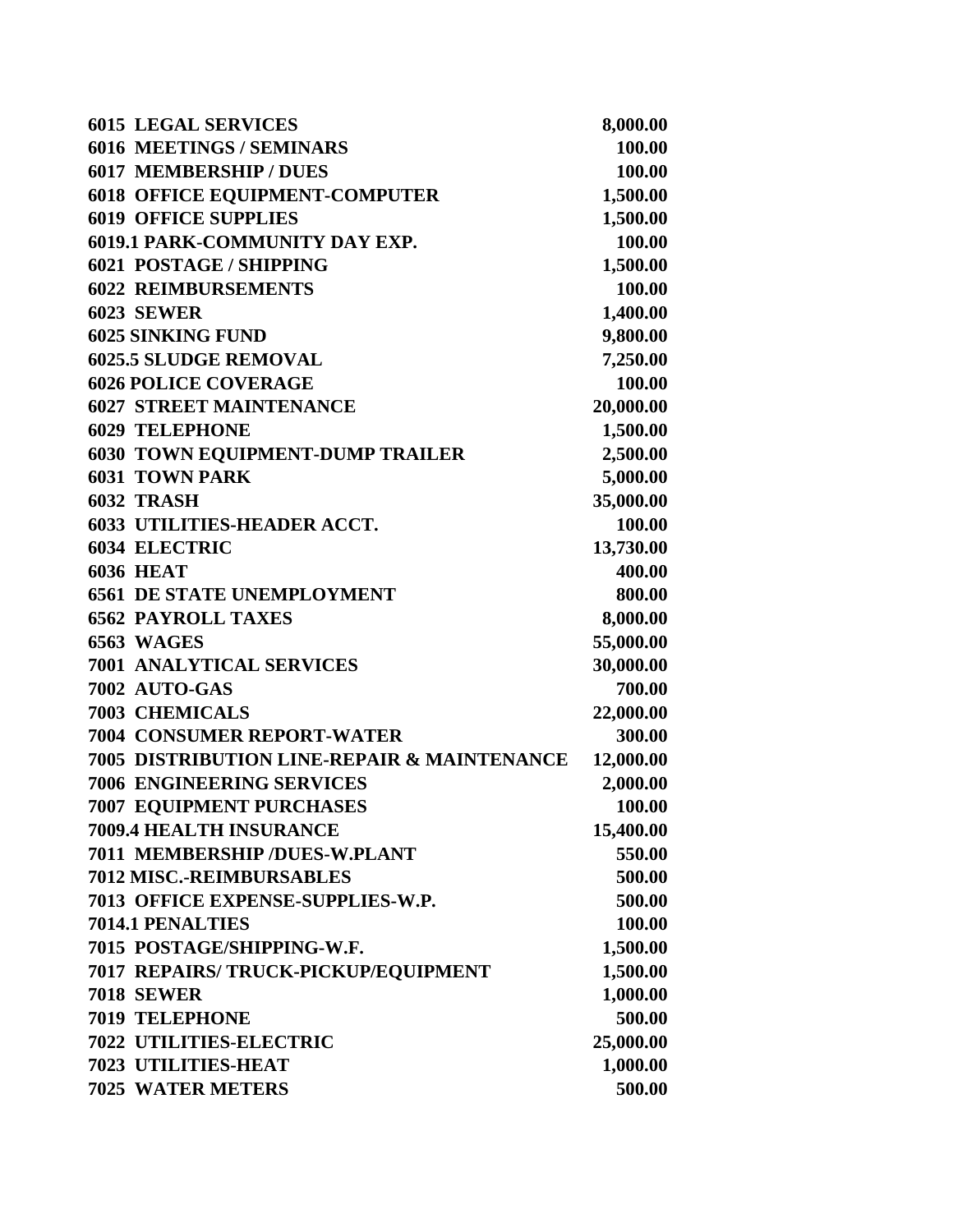| | |
|---|---|
| **6015 LEGAL SERVICES** | **8,000.00** |
| **6016 MEETINGS / SEMINARS** | **100.00** |
| **6017 MEMBERSHIP / DUES** | **100.00** |
| **6018 OFFICE EQUIPMENT-COMPUTER** | **1,500.00** |
| **6019 OFFICE SUPPLIES** | **1,500.00** |
| **6019.1 PARK-COMMUNITY DAY EXP.** | **100.00** |
| **6021 POSTAGE / SHIPPING** | **1,500.00** |
| **6022 REIMBURSEMENTS** | **100.00** |
| **6023 SEWER** | **1,400.00** |
| **6025 SINKING FUND** | **9,800.00** |
| **6025.5 SLUDGE REMOVAL** | **7,250.00** |
| **6026 POLICE COVERAGE** | **100.00** |
| **6027 STREET MAINTENANCE** | **20,000.00** |
| **6029 TELEPHONE** | **1,500.00** |
| **6030 TOWN EQUIPMENT-DUMP TRAILER** | **2,500.00** |
| **6031 TOWN PARK** | **5,000.00** |
| **6032 TRASH** | **35,000.00** |
| **6033 UTILITIES-HEADER ACCT.** | **100.00** |
| **6034 ELECTRIC** | **13,730.00** |
| **6036 HEAT** | **400.00** |
| **6561 DE STATE UNEMPLOYMENT** | **800.00** |
| **6562 PAYROLL TAXES** | **8,000.00** |
| **6563 WAGES** | **55,000.00** |
| **7001 ANALYTICAL SERVICES** | **30,000.00** |
| **7002 AUTO-GAS** | **700.00** |
| **7003 CHEMICALS** | **22,000.00** |
| **7004 CONSUMER REPORT-WATER** | **300.00** |
| **7005 DISTRIBUTION LINE-REPAIR & MAINTENANCE** | **12,000.00** |
| **7006 ENGINEERING SERVICES** | **2,000.00** |
| **7007 EQUIPMENT PURCHASES** | **100.00** |
| **7009.4 HEALTH INSURANCE** | **15,400.00** |
| **7011 MEMBERSHIP /DUES-W.PLANT** | **550.00** |
| **7012 MISC.-REIMBURSABLES** | **500.00** |
| **7013 OFFICE EXPENSE-SUPPLIES-W.P.** | **500.00** |
| **7014.1 PENALTIES** | **100.00** |
| **7015 POSTAGE/SHIPPING-W.F.** | **1,500.00** |
| **7017 REPAIRS/ TRUCK-PICKUP/EQUIPMENT** | **1,500.00** |
| **7018 SEWER** | **1,000.00** |
| **7019 TELEPHONE** | **500.00** |
| **7022 UTILITIES-ELECTRIC** | **25,000.00** |
| **7023 UTILITIES-HEAT** | **1,000.00** |
| **7025 WATER METERS** | **500.00** |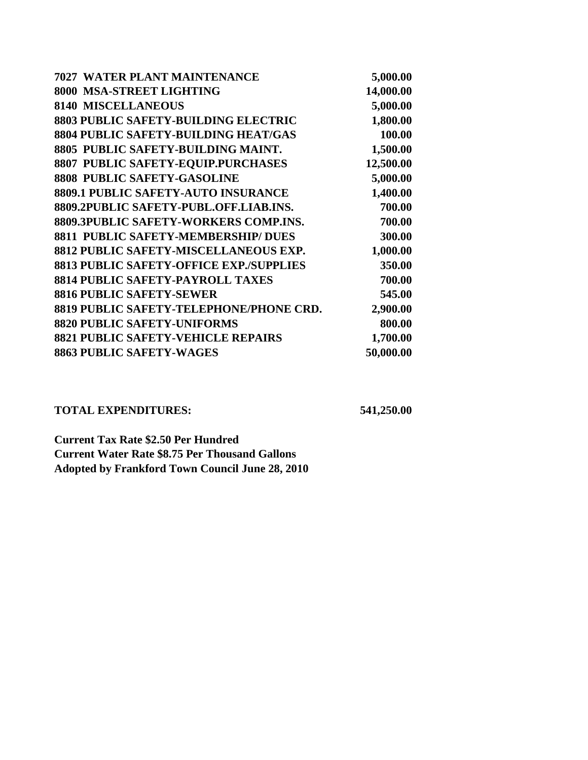| | |
|---|---|
| **7027 WATER PLANT MAINTENANCE** | **5,000.00** |
| **8000 MSA-STREET LIGHTING** | **14,000.00** |
| **8140 MISCELLANEOUS** | **5,000.00** |
| **8803 PUBLIC SAFETY-BUILDING ELECTRIC** | **1,800.00** |
| **8804 PUBLIC SAFETY-BUILDING HEAT/GAS** | **100.00** |
| **8805 PUBLIC SAFETY-BUILDING MAINT.** | **1,500.00** |
| **8807 PUBLIC SAFETY-EQUIP.PURCHASES** | **12,500.00** |
| **8808 PUBLIC SAFETY-GASOLINE** | **5,000.00** |
| **8809.1 PUBLIC SAFETY-AUTO INSURANCE** | **1,400.00** |
| **8809.2PUBLIC SAFETY-PUBL.OFF.LIAB.INS.** | **700.00** |
| **8809.3PUBLIC SAFETY-WORKERS COMP.INS.** | **700.00** |
| **8811 PUBLIC SAFETY-MEMBERSHIP/ DUES** | **300.00** |
| **8812 PUBLIC SAFETY-MISCELLANEOUS EXP.** | **1,000.00** |
| **8813 PUBLIC SAFETY-OFFICE EXP./SUPPLIES** | **350.00** |
| **8814 PUBLIC SAFETY-PAYROLL TAXES** | **700.00** |
| **8816 PUBLIC SAFETY-SEWER** | **545.00** |
| **8819 PUBLIC SAFETY-TELEPHONE/PHONE CRD.** | **2,900.00** |
| **8820 PUBLIC SAFETY-UNIFORMS** | **800.00** |
| **8821 PUBLIC SAFETY-VEHICLE REPAIRS** | **1,700.00** |
| **8863 PUBLIC SAFETY-WAGES** | **50,000.00** |
| | |
| **TOTAL EXPENDITURES:** | **541,250.00** |

**Current Tax Rate $2.50 Per Hundred**
**Current Water Rate $8.75 Per Thousand Gallons**
**Adopted by Frankford Town Council June 28, 2010**